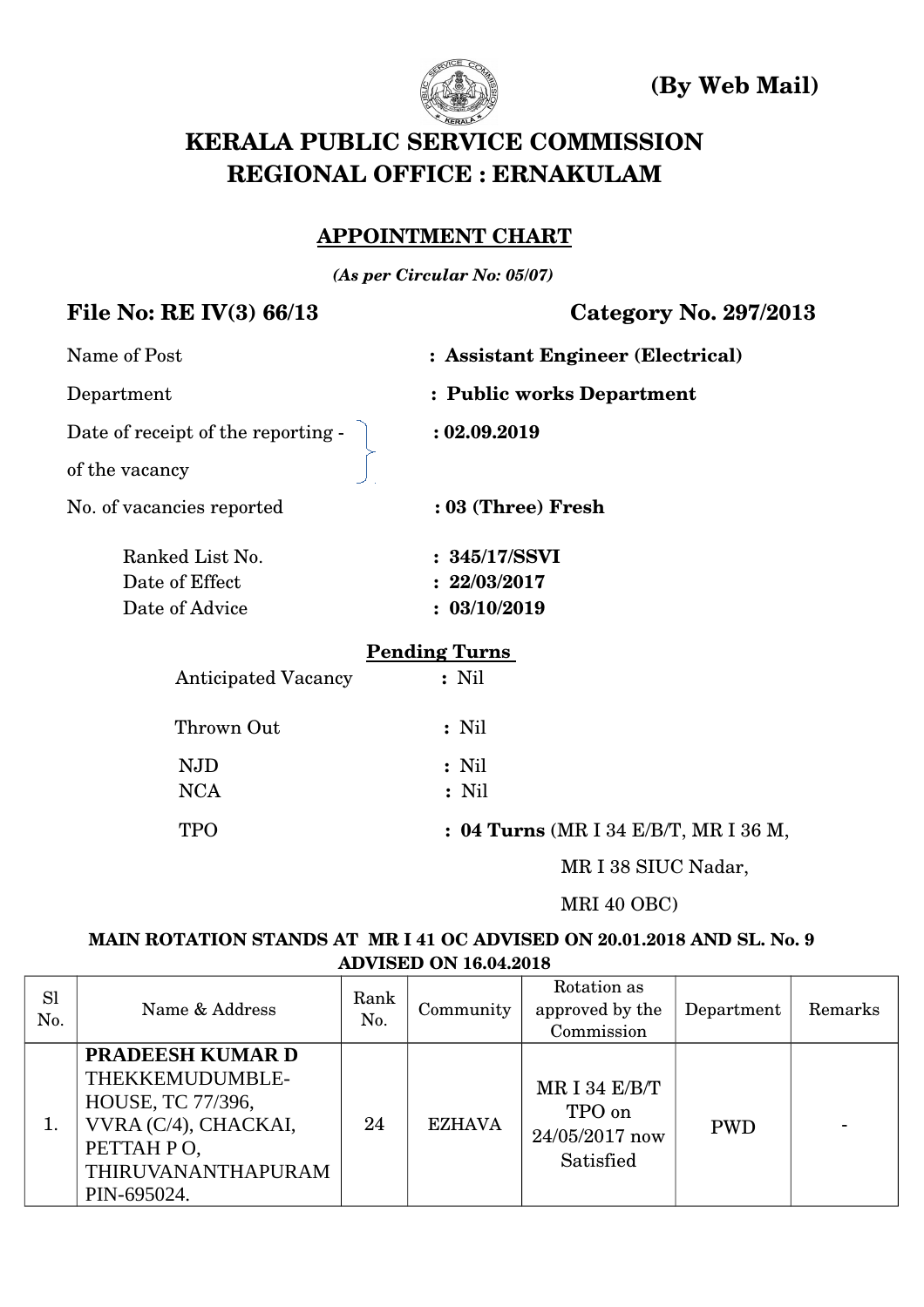**(By Web Mail)**

# KERALA PUBLIC SERVICE COMMISSION
# REGIONAL OFFICE : ERNAKULAM

## APPOINTMENT CHART

***(As per Circular No: 05/07)***

**File No: RE IV(3) 66/13** **Category No. 297/2013**

Name of Post : **Assistant Engineer (Electrical)**

Department : **Public works Department**

Date of receipt of the reporting of the vacancy : **02.09.2019**

No. of vacancies reported : **03 (Three) Fresh**

Ranked List No. : **345/17/SSVI**
Date of Effect : **22/03/2017**
Date of Advice : **03/10/2019**

**Pending Turns**

Anticipated Vacancy : Nil

Thrown Out : Nil

NJD : Nil
NCA : Nil

TPO : **04 Turns** (MR I 34 E/B/T, MR I 36 M, MR I 38 SIUC Nadar, MRI 40 OBC)

**MAIN ROTATION STANDS AT MR I 41 OC ADVISED ON 20.01.2018 AND SL. No. 9 ADVISED ON 16.04.2018**

| Sl No. | Name & Address | Rank No. | Community | Rotation as approved by the Commission | Department | Remarks |
|---|---|---|---|---|---|---|
| 1. | **PRADEESH KUMAR D** THEKKEMUDUMBLE-HOUSE, TC 77/396, VVRA (C/4), CHACKAI, PETTAH P O, THIRUVANANTHAPURAM PIN-695024. | 24 | EZHAVA | MR I 34 E/B/T TPO on 24/05/2017 now Satisfied | PWD | - |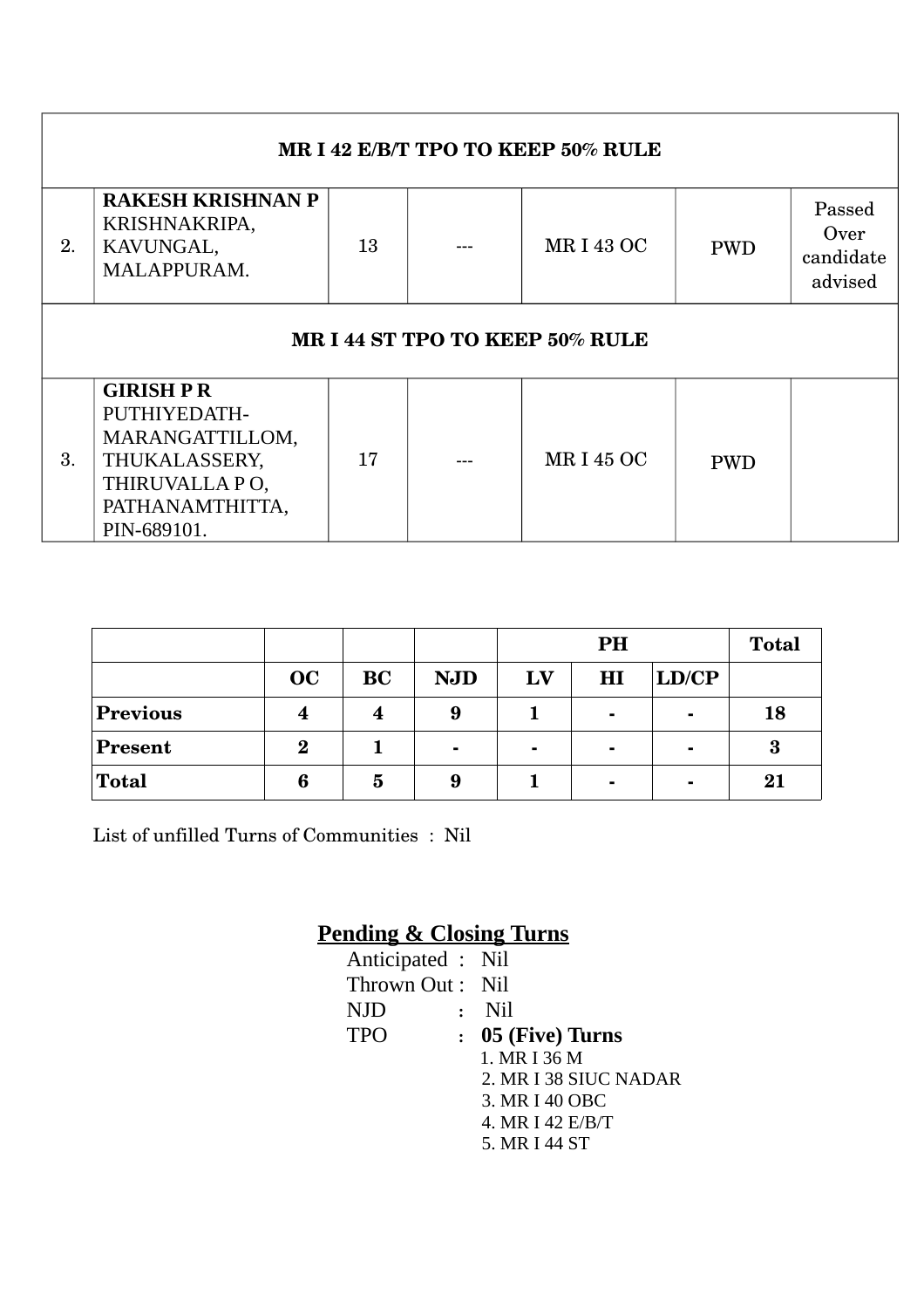| | | | | | | |
|---|---|---|---|---|---|---|
| **MR I 42 E/B/T TPO TO KEEP 50% RULE** | | | | | | |
| 2. | **RAKESH KRISHNAN P** KRISHNAKRIPA, KAVUNGAL, MALAPPURAM. | 13 | --- | MR I 43 OC | PWD | Passed Over candidate advised |
| **MR I 44 ST TPO TO KEEP 50% RULE** | | | | | | |
| 3. | **GIRISH P R** PUTHIYEDATH-MARANGATTILLOM, THUKALASSERY, THIRUVALLA P O, PATHANAMTHITTA, PIN-689101. | 17 | --- | MR I 45 OC | PWD | |

| | | | | **PH** | | | **Total** |
|---|---|---|---|---|---|---|---|
| | **OC** | **BC** | **NJD** | **LV** | **HI** | **LD/CP** | |
| **Previous** | **4** | **4** | **9** | **1** | **-** | **-** | **18** |
| **Present** | **2** | **1** | **-** | **-** | **-** | **-** | **3** |
| **Total** | **6** | **5** | **9** | **1** | **-** | **-** | **21** |

List of unfilled Turns of Communities : Nil

**Pending & Closing Turns**

Anticipated : Nil
Thrown Out : Nil
NJD : Nil
TPO : **05 (Five) Turns**

1. MR I 36 M
2. MR I 38 SIUC NADAR
3. MR I 40 OBC
4. MR I 42 E/B/T
5. MR I 44 ST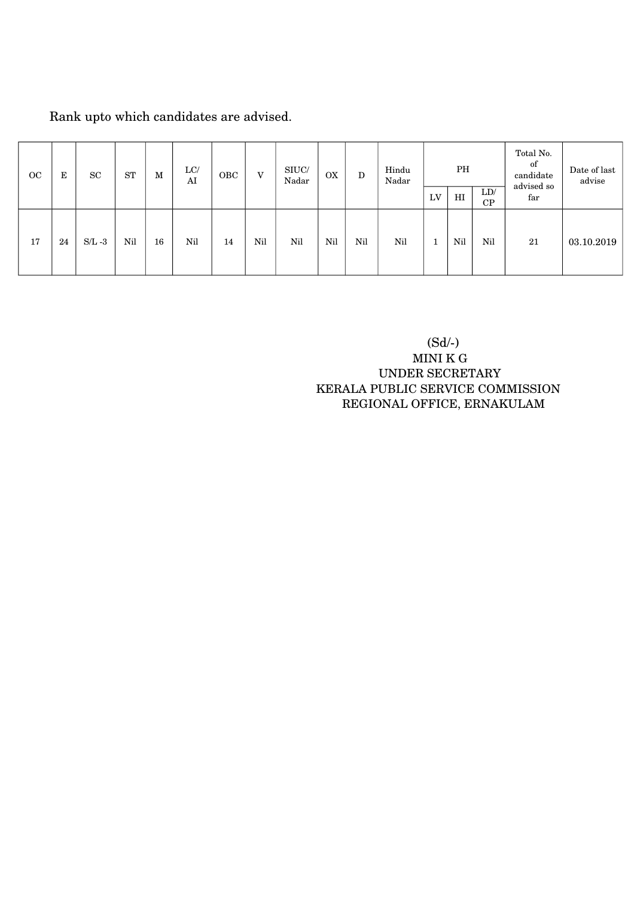Rank upto which candidates are advised.

| OC | E | SC | ST | M | LC/ AI | OBC | V | SIUC/ Nadar | OX | D | Hindu Nadar | PH | | | Total No. of candidate advised so far | Date of last advise |
|---|---|---|---|---|---|---|---|---|---|---|---|---|---|---|---|---|
| | | | | | | | | | | | | LV | HI | LD/ CP | | |
| 17 | 24 | S/L -3 | Nil | 16 | Nil | 14 | Nil | Nil | Nil | Nil | Nil | 1 | Nil | Nil | 21 | 03.10.2019 |

(Sd/-)
MINI K G
UNDER SECRETARY
KERALA PUBLIC SERVICE COMMISSION
REGIONAL OFFICE, ERNAKULAM